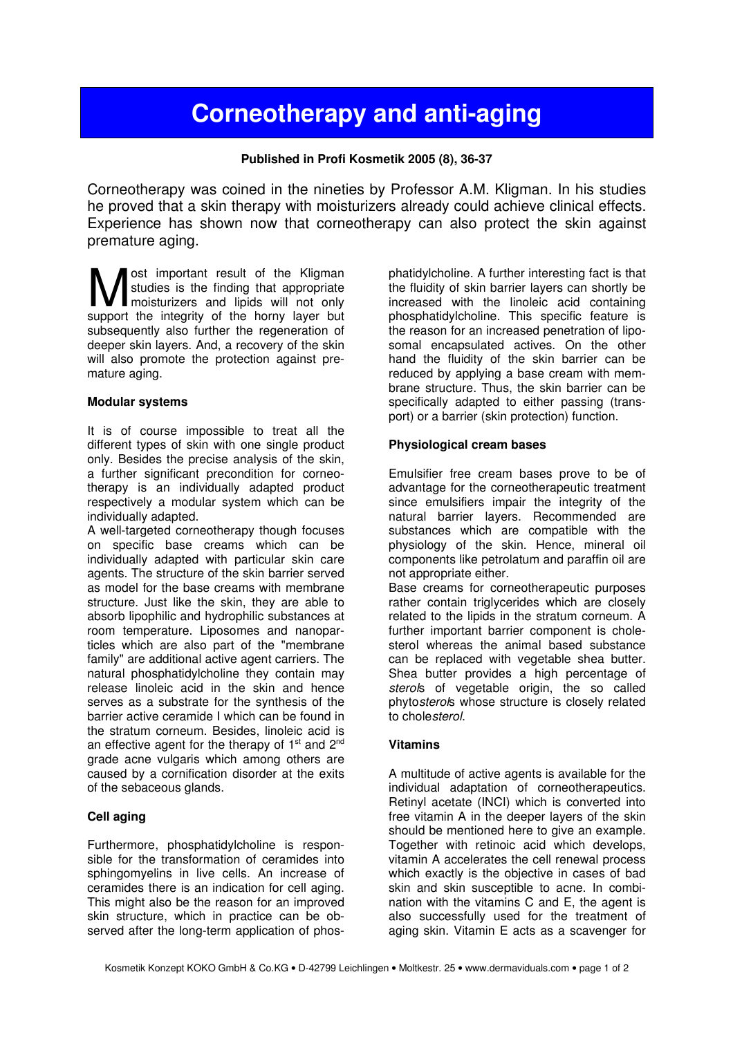# Corneotherapy and anti-aging

**Published in Profi Kosmetik 2005 (8), 36-37**

Corneotherapy was coined in the nineties by Professor A.M. Kligman. In his studies he proved that a skin therapy with moisturizers already could achieve clinical effects. Experience has shown now that corneotherapy can also protect the skin against premature aging.

Most important result of the Kligman studies is the finding that appropriate moisturizers and lipids will not only support the integrity of the horny layer but subsequently also further the regeneration of deeper skin layers. And, a recovery of the skin will also promote the protection against premature aging.

**Modular systems**

It is of course impossible to treat all the different types of skin with one single product only. Besides the precise analysis of the skin, a further significant precondition for corneotherapy is an individually adapted product respectively a modular system which can be individually adapted.

A well-targeted corneotherapy though focuses on specific base creams which can be individually adapted with particular skin care agents. The structure of the skin barrier served as model for the base creams with membrane structure. Just like the skin, they are able to absorb lipophilic and hydrophilic substances at room temperature. Liposomes and nanoparticles which are also part of the "membrane family" are additional active agent carriers. The natural phosphatidylcholine they contain may release linoleic acid in the skin and hence serves as a substrate for the synthesis of the barrier active ceramide I which can be found in the stratum corneum. Besides, linoleic acid is an effective agent for the therapy of 1st and 2nd grade acne vulgaris which among others are caused by a cornification disorder at the exits of the sebaceous glands.

**Cell aging**

Furthermore, phosphatidylcholine is responsible for the transformation of ceramides into sphingomyelins in live cells. An increase of ceramides there is an indication for cell aging. This might also be the reason for an improved skin structure, which in practice can be observed after the long-term application of phosphatidylcholine. A further interesting fact is that the fluidity of skin barrier layers can shortly be increased with the linoleic acid containing phosphatidylcholine. This specific feature is the reason for an increased penetration of liposomal encapsulated actives. On the other hand the fluidity of the skin barrier can be reduced by applying a base cream with membrane structure. Thus, the skin barrier can be specifically adapted to either passing (transport) or a barrier (skin protection) function.

**Physiological cream bases**

Emulsifier free cream bases prove to be of advantage for the corneotherapeutic treatment since emulsifiers impair the integrity of the natural barrier layers. Recommended are substances which are compatible with the physiology of the skin. Hence, mineral oil components like petrolatum and paraffin oil are not appropriate either.

Base creams for corneotherapeutic purposes rather contain triglycerides which are closely related to the lipids in the stratum corneum. A further important barrier component is cholesterol whereas the animal based substance can be replaced with vegetable shea butter. Shea butter provides a high percentage of *sterol*s of vegetable origin, the so called phyto*sterol*s whose structure is closely related to chole*sterol*.

**Vitamins**

A multitude of active agents is available for the individual adaptation of corneotherapeutics. Retinyl acetate (INCI) which is converted into free vitamin A in the deeper layers of the skin should be mentioned here to give an example. Together with retinoic acid which develops, vitamin A accelerates the cell renewal process which exactly is the objective in cases of bad skin and skin susceptible to acne. In combination with the vitamins C and E, the agent is also successfully used for the treatment of aging skin. Vitamin E acts as a scavenger for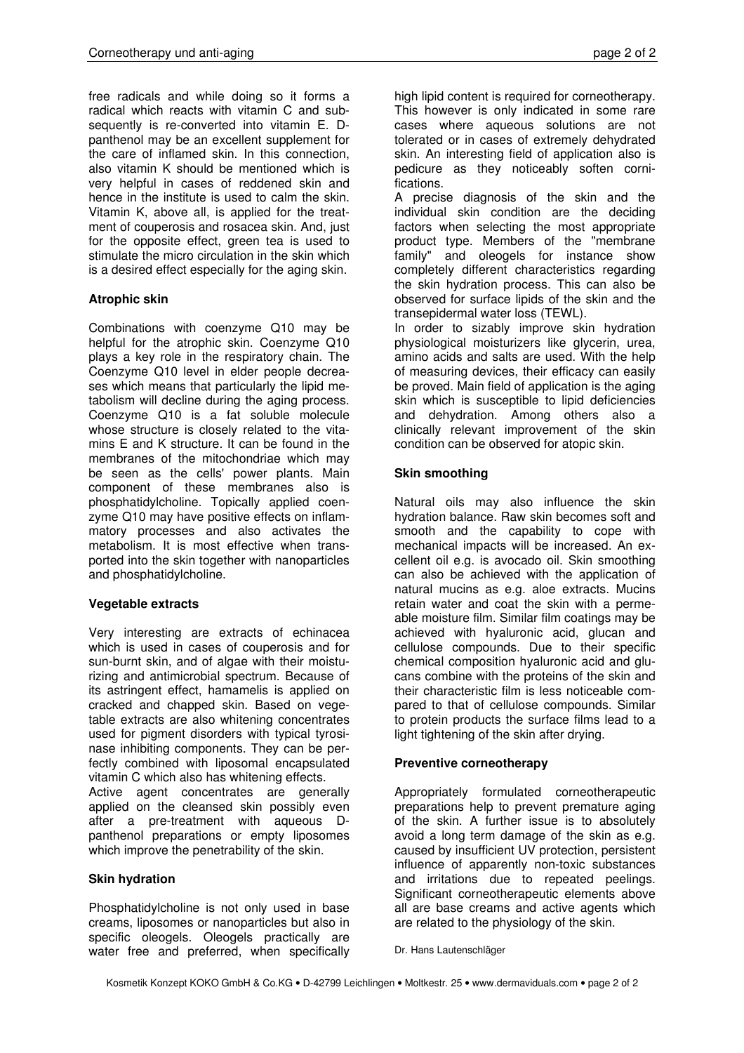free radicals and while doing so it forms a radical which reacts with vitamin C and subsequently is re-converted into vitamin E. D-panthenol may be an excellent supplement for the care of inflamed skin. In this connection, also vitamin K should be mentioned which is very helpful in cases of reddened skin and hence in the institute is used to calm the skin. Vitamin K, above all, is applied for the treatment of couperosis and rosacea skin. And, just for the opposite effect, green tea is used to stimulate the micro circulation in the skin which is a desired effect especially for the aging skin.

**Atrophic skin**

Combinations with coenzyme Q10 may be helpful for the atrophic skin. Coenzyme Q10 plays a key role in the respiratory chain. The Coenzyme Q10 level in elder people decreases which means that particularly the lipid metabolism will decline during the aging process. Coenzyme Q10 is a fat soluble molecule whose structure is closely related to the vitamins E and K structure. It can be found in the membranes of the mitochondriae which may be seen as the cells' power plants. Main component of these membranes also is phosphatidylcholine. Topically applied coenzyme Q10 may have positive effects on inflammatory processes and also activates the metabolism. It is most effective when transported into the skin together with nanoparticles and phosphatidylcholine.

**Vegetable extracts**

Very interesting are extracts of echinacea which is used in cases of couperosis and for sun-burnt skin, and of algae with their moisturizing and antimicrobial spectrum. Because of its astringent effect, hamamelis is applied on cracked and chapped skin. Based on vegetable extracts are also whitening concentrates used for pigment disorders with typical tyrosinase inhibiting components. They can be perfectly combined with liposomal encapsulated vitamin C which also has whitening effects.
Active agent concentrates are generally applied on the cleansed skin possibly even after a pre-treatment with aqueous D-panthenol preparations or empty liposomes which improve the penetrability of the skin.

**Skin hydration**

Phosphatidylcholine is not only used in base creams, liposomes or nanoparticles but also in specific oleogels. Oleogels practically are water free and preferred, when specifically high lipid content is required for corneotherapy. This however is only indicated in some rare cases where aqueous solutions are not tolerated or in cases of extremely dehydrated skin. An interesting field of application also is pedicure as they noticeably soften cornifications.
A precise diagnosis of the skin and the individual skin condition are the deciding factors when selecting the most appropriate product type. Members of the "membrane family" and oleogels for instance show completely different characteristics regarding the skin hydration process. This can also be observed for surface lipids of the skin and the transepidermal water loss (TEWL).
In order to sizably improve skin hydration physiological moisturizers like glycerin, urea, amino acids and salts are used. With the help of measuring devices, their efficacy can easily be proved. Main field of application is the aging skin which is susceptible to lipid deficiencies and dehydration. Among others also a clinically relevant improvement of the skin condition can be observed for atopic skin.

**Skin smoothing**

Natural oils may also influence the skin hydration balance. Raw skin becomes soft and smooth and the capability to cope with mechanical impacts will be increased. An excellent oil e.g. is avocado oil. Skin smoothing can also be achieved with the application of natural mucins as e.g. aloe extracts. Mucins retain water and coat the skin with a permeable moisture film. Similar film coatings may be achieved with hyaluronic acid, glucan and cellulose compounds. Due to their specific chemical composition hyaluronic acid and glucans combine with the proteins of the skin and their characteristic film is less noticeable compared to that of cellulose compounds. Similar to protein products the surface films lead to a light tightening of the skin after drying.

**Preventive corneotherapy**

Appropriately formulated corneotherapeutic preparations help to prevent premature aging of the skin. A further issue is to absolutely avoid a long term damage of the skin as e.g. caused by insufficient UV protection, persistent influence of apparently non-toxic substances and irritations due to repeated peelings. Significant corneotherapeutic elements above all are base creams and active agents which are related to the physiology of the skin.

Dr. Hans Lautenschläger